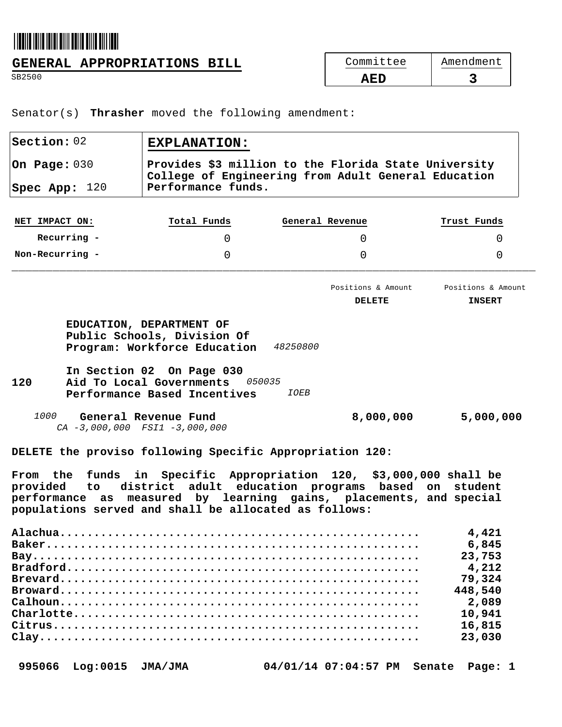## GENERAL APPROPRIATIONS BILL

SB2500

| Committee | Amendment |
|---|---|
| **AED** | **3** |

Senator(s) **Thrasher** moved the following amendment:

| | |
|---|---|
| **Section:** 02 | **EXPLANATION:** |
| **On Page:** 030 | **Provides $3 million to the Florida State University College of Engineering from Adult General Education Performance funds.** |
| **Spec App:** 120 | |

| **NET IMPACT ON:** | **Total Funds** | **General Revenue** | **Trust Funds** |
|---|---|---|---|
| **Recurring -** | 0 | 0 | 0 |
| **Non-Recurring -** | 0 | 0 | 0 |

| | Positions & Amount **DELETE** | Positions & Amount **INSERT** |
|---|---|---|
| **EDUCATION, DEPARTMENT OF** | | |
| **Public Schools, Division Of** | | |
| **Program: Workforce Education** *48250800* | | |
| **In Section 02 On Page 030** | | |
| **120 Aid To Local Governments** *050035* | | |
| **Performance Based Incentives** *IOEB* | | |
| *1000* **General Revenue Fund** *CA -3,000,000 FSI1 -3,000,000* | **8,000,000** | **5,000,000** |

**DELETE the proviso following Specific Appropriation 120:**

**From the funds in Specific Appropriation 120, $3,000,000 shall be provided to district adult education programs based on student performance as measured by learning gains, placements, and special populations served and shall be allocated as follows:**

| | |
|---|---|
| **Alachua** | **4,421** |
| **Baker** | **6,845** |
| **Bay** | **23,753** |
| **Bradford** | **4,212** |
| **Brevard** | **79,324** |
| **Broward** | **448,540** |
| **Calhoun** | **2,089** |
| **Charlotte** | **10,941** |
| **Citrus** | **16,815** |
| **Clay** | **23,030** |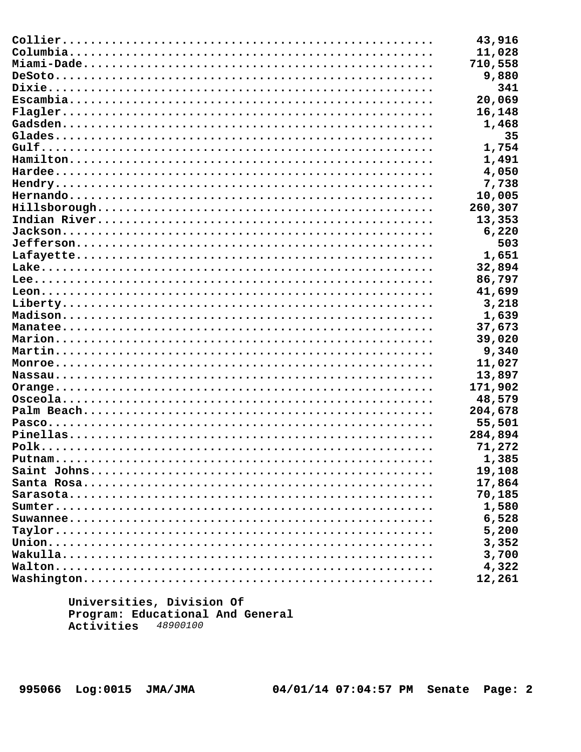| County | Amount |
| --- | --- |
| Collier | 43,916 |
| Columbia | 11,028 |
| Miami-Dade | 710,558 |
| DeSoto | 9,880 |
| Dixie | 341 |
| Escambia | 20,069 |
| Flagler | 16,148 |
| Gadsden | 1,468 |
| Glades | 35 |
| Gulf | 1,754 |
| Hamilton | 1,491 |
| Hardee | 4,050 |
| Hendry | 7,738 |
| Hernando | 10,005 |
| Hillsborough | 260,307 |
| Indian River | 13,353 |
| Jackson | 6,220 |
| Jefferson | 503 |
| Lafayette | 1,651 |
| Lake | 32,894 |
| Lee | 86,797 |
| Leon | 41,699 |
| Liberty | 3,218 |
| Madison | 1,639 |
| Manatee | 37,673 |
| Marion | 39,020 |
| Martin | 9,340 |
| Monroe | 11,027 |
| Nassau | 13,897 |
| Orange | 171,902 |
| Osceola | 48,579 |
| Palm Beach | 204,678 |
| Pasco | 55,501 |
| Pinellas | 284,894 |
| Polk | 71,272 |
| Putnam | 1,385 |
| Saint Johns | 19,108 |
| Santa Rosa | 17,864 |
| Sarasota | 70,185 |
| Sumter | 1,580 |
| Suwannee | 6,528 |
| Taylor | 5,200 |
| Union | 3,352 |
| Wakulla | 3,700 |
| Walton | 4,322 |
| Washington | 12,261 |

**Universities, Division Of**
**Program: Educational And General Activities** *48900100*

995066 Log:0015 JMA/JMA 04/01/14 07:04:57 PM Senate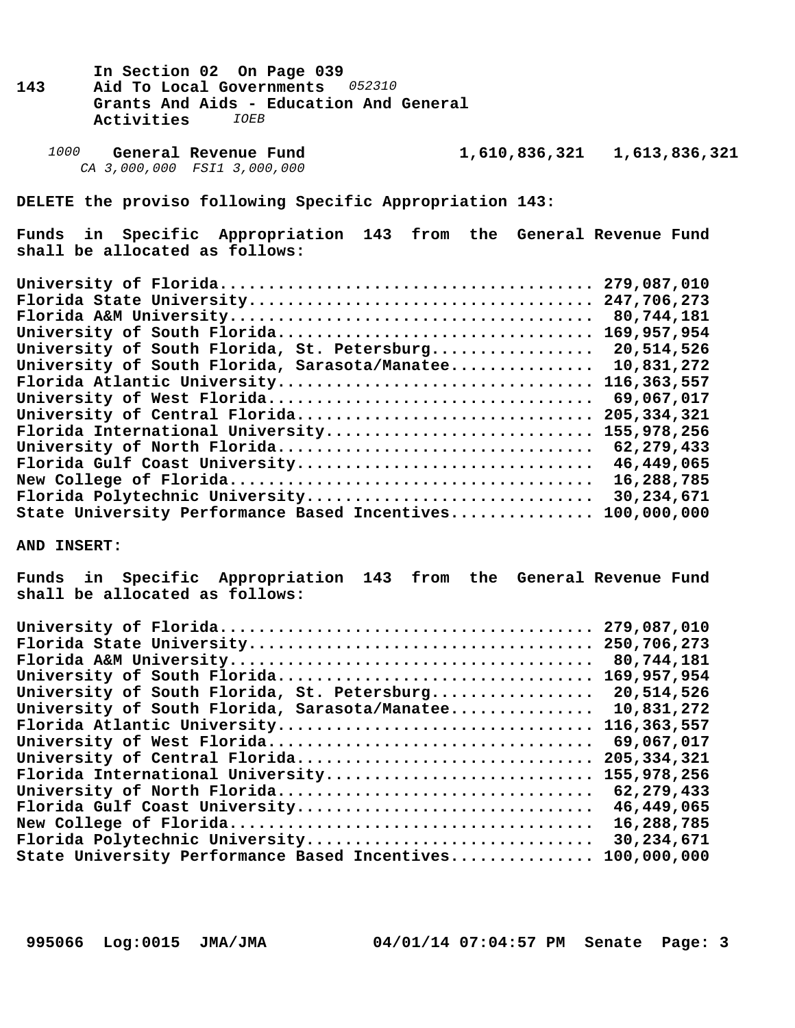In Section 02 On Page 039

**143** Aid To Local Governments *052310*
Grants And Aids - Education And General Activities *IOEB*

*1000* **General Revenue Fund** 1,610,836,321 1,613,836,321
*CA 3,000,000 FSI1 3,000,000*

**DELETE the proviso following Specific Appropriation 143:**

Funds in Specific Appropriation 143 from the General Revenue Fund shall be allocated as follows:

| | |
|---|---|
| University of Florida | 279,087,010 |
| Florida State University | 247,706,273 |
| Florida A&M University | 80,744,181 |
| University of South Florida | 169,957,954 |
| University of South Florida, St. Petersburg | 20,514,526 |
| University of South Florida, Sarasota/Manatee | 10,831,272 |
| Florida Atlantic University | 116,363,557 |
| University of West Florida | 69,067,017 |
| University of Central Florida | 205,334,321 |
| Florida International University | 155,978,256 |
| University of North Florida | 62,279,433 |
| Florida Gulf Coast University | 46,449,065 |
| New College of Florida | 16,288,785 |
| Florida Polytechnic University | 30,234,671 |
| State University Performance Based Incentives | 100,000,000 |

**AND INSERT:**

Funds in Specific Appropriation 143 from the General Revenue Fund shall be allocated as follows:

| | |
|---|---|
| University of Florida | 279,087,010 |
| Florida State University | 250,706,273 |
| Florida A&M University | 80,744,181 |
| University of South Florida | 169,957,954 |
| University of South Florida, St. Petersburg | 20,514,526 |
| University of South Florida, Sarasota/Manatee | 10,831,272 |
| Florida Atlantic University | 116,363,557 |
| University of West Florida | 69,067,017 |
| University of Central Florida | 205,334,321 |
| Florida International University | 155,978,256 |
| University of North Florida | 62,279,433 |
| Florida Gulf Coast University | 46,449,065 |
| New College of Florida | 16,288,785 |
| Florida Polytechnic University | 30,234,671 |
| State University Performance Based Incentives | 100,000,000 |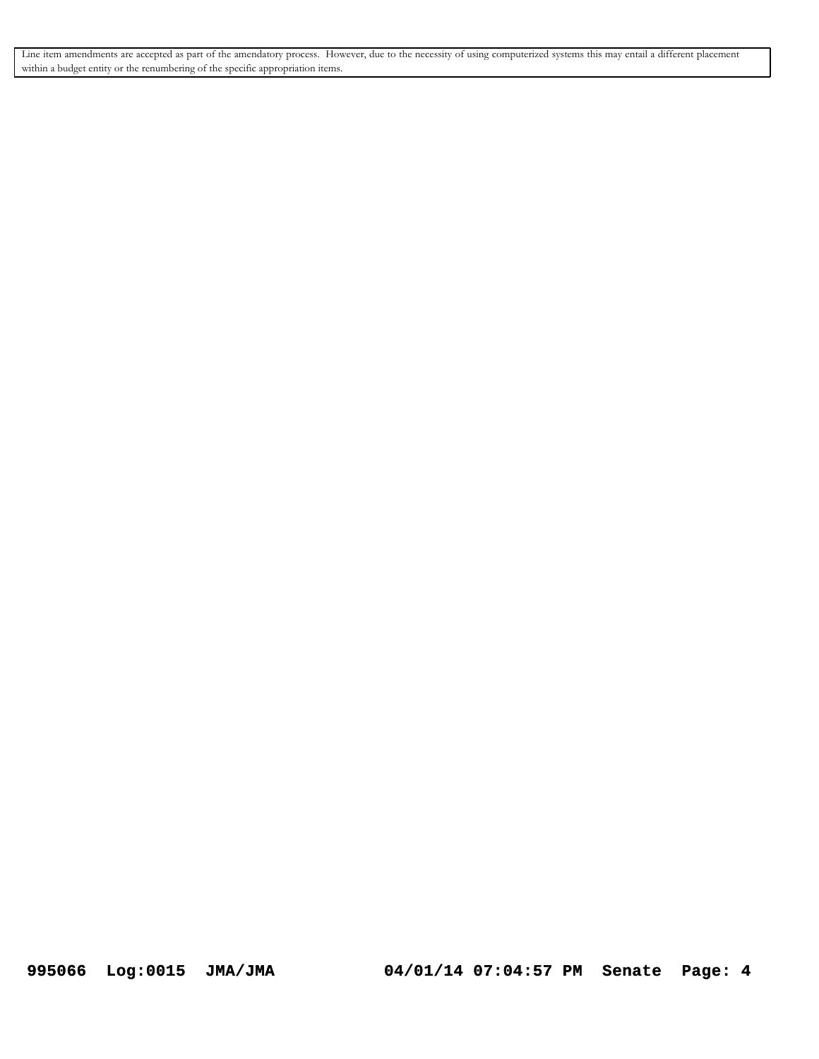Line item amendments are accepted as part of the amendatory process. However, due to the necessity of using computerized systems this may entail a different placement within a budget entity or the renumbering of the specific appropriation items.